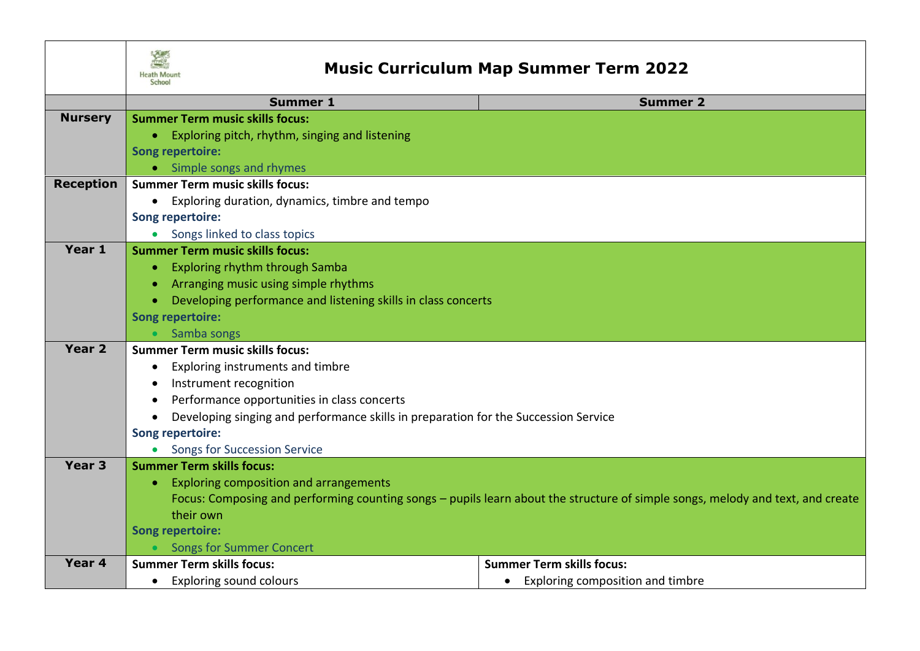| | Heath Mount School — **Music Curriculum Map Summer Term 2022** | |
|---|---|---|
| | **Summer 1** | **Summer 2** |
| **Nursery** | **Summer Term music skills focus:**<br>• Exploring pitch, rhythm, singing and listening<br>**Song repertoire:**<br>• Simple songs and rhymes | |
| **Reception** | **Summer Term music skills focus:**<br>• Exploring duration, dynamics, timbre and tempo<br>**Song repertoire:**<br>• Songs linked to class topics | |
| **Year 1** | **Summer Term music skills focus:**<br>• Exploring rhythm through Samba<br>• Arranging music using simple rhythms<br>• Developing performance and listening skills in class concerts<br>**Song repertoire:**<br>• Samba songs | |
| **Year 2** | **Summer Term music skills focus:**<br>• Exploring instruments and timbre<br>• Instrument recognition<br>• Performance opportunities in class concerts<br>• Developing singing and performance skills in preparation for the Succession Service<br>**Song repertoire:**<br>• Songs for Succession Service | |
| **Year 3** | **Summer Term skills focus:**<br>• Exploring composition and arrangements<br>Focus: Composing and performing counting songs – pupils learn about the structure of simple songs, melody and text, and create their own<br>**Song repertoire:**<br>• Songs for Summer Concert | |
| **Year 4** | **Summer Term skills focus:**<br>• Exploring sound colours | **Summer Term skills focus:**<br>• Exploring composition and timbre |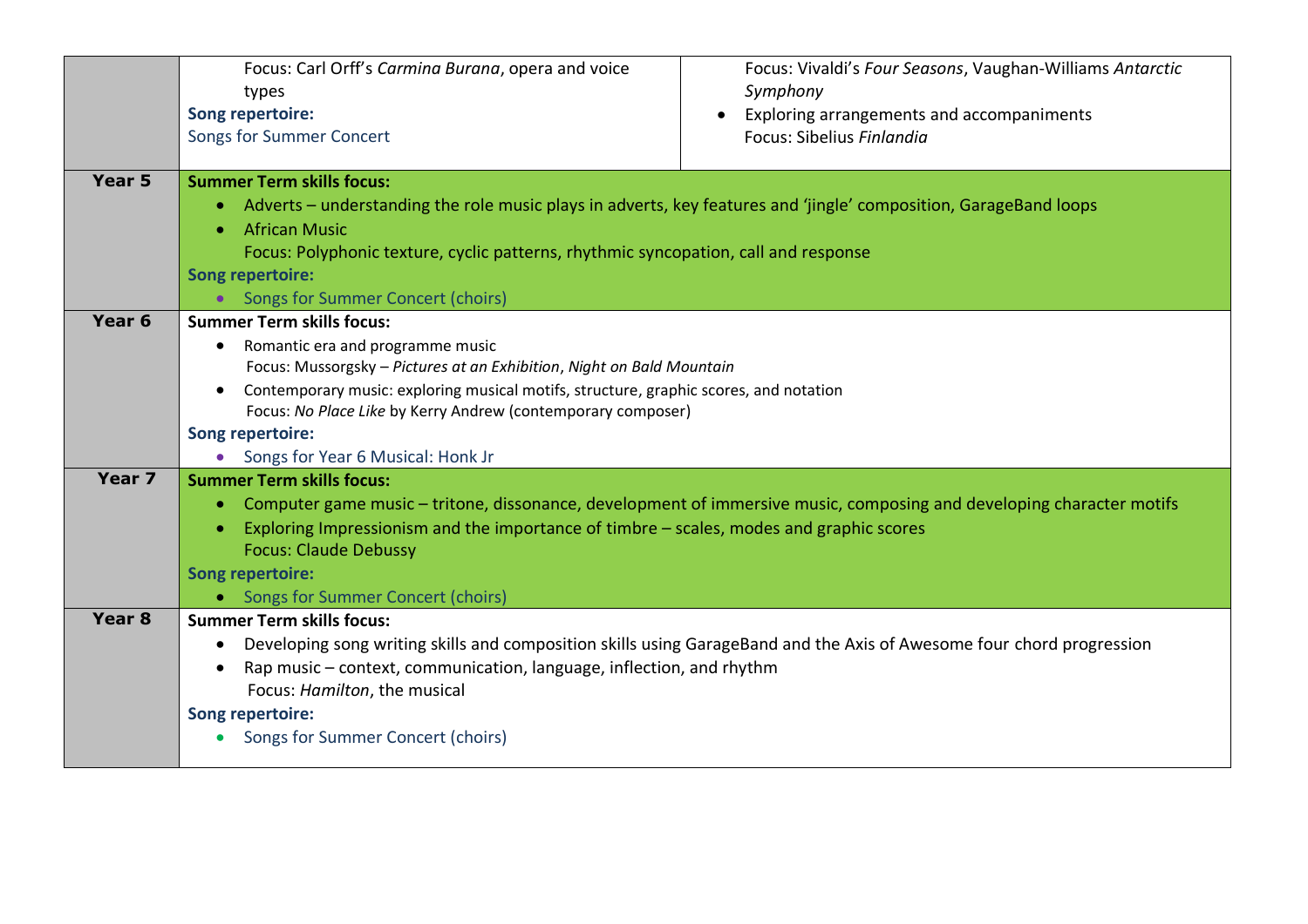| | | |
|---|---|---|
| | Focus: Carl Orff's *Carmina Burana*, opera and voice types<br>**Song repertoire:**<br>Songs for Summer Concert | Focus: Vivaldi's *Four Seasons*, Vaughan-Williams *Antarctic Symphony*<br>• Exploring arrangements and accompaniments<br>Focus: Sibelius *Finlandia* |
| **Year 5** | **Summer Term skills focus:**<br>• Adverts – understanding the role music plays in adverts, key features and 'jingle' composition, GarageBand loops<br>• African Music<br>Focus: Polyphonic texture, cyclic patterns, rhythmic syncopation, call and response<br>**Song repertoire:**<br>• Songs for Summer Concert (choirs) | |
| **Year 6** | **Summer Term skills focus:**<br>• Romantic era and programme music<br>Focus: Mussorgsky – *Pictures at an Exhibition*, *Night on Bald Mountain*<br>• Contemporary music: exploring musical motifs, structure, graphic scores, and notation<br>Focus: *No Place Like* by Kerry Andrew (contemporary composer)<br>**Song repertoire:**<br>• Songs for Year 6 Musical: Honk Jr | |
| **Year 7** | **Summer Term skills focus:**<br>• Computer game music – tritone, dissonance, development of immersive music, composing and developing character motifs<br>• Exploring Impressionism and the importance of timbre – scales, modes and graphic scores<br>Focus: Claude Debussy<br>**Song repertoire:**<br>• Songs for Summer Concert (choirs) | |
| **Year 8** | **Summer Term skills focus:**<br>• Developing song writing skills and composition skills using GarageBand and the Axis of Awesome four chord progression<br>• Rap music – context, communication, language, inflection, and rhythm<br>Focus: *Hamilton*, the musical<br>**Song repertoire:**<br>• Songs for Summer Concert (choirs) | |